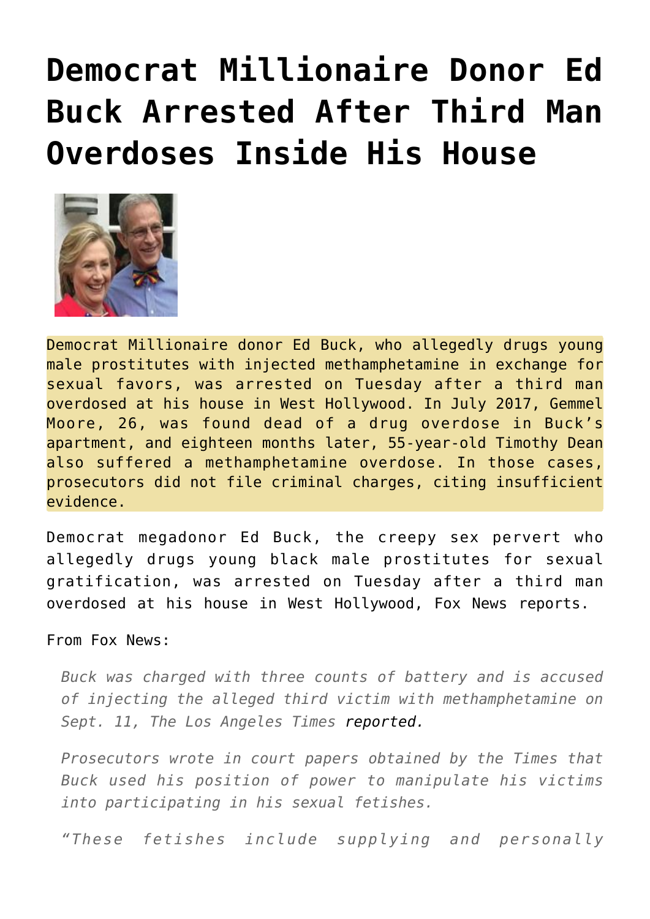# Democrat Millionaire Donor Ed Buck Arrested After Third Man Overdoses Inside His House

Democrat Millionaire donor Ed Buck, who allegedly drugs young male prostitutes with injected methamphetamine in exchange for sexual favors, was arrested on Tuesday after a third man overdosed at his house in West Hollywood. In July 2017, Gemmel Moore, 26, was found dead of a drug overdose in Buck's apartment, and eighteen months later, 55-year-old Timothy Dean also suffered a methamphetamine overdose. In those cases, prosecutors did not file criminal charges, citing insufficient evidence.

Democrat megadonor Ed Buck, the creepy sex pervert who allegedly drugs young black male prostitutes for sexual gratification, was arrested on Tuesday after a third man overdosed at his house in West Hollywood, Fox News reports.

From Fox News:

> *Buck was charged with three counts of battery and is accused of injecting the alleged third victim with methamphetamine on Sept. 11, The Los Angeles Times* reported.
>
> *Prosecutors wrote in court papers obtained by the Times that Buck used his position of power to manipulate his victims into participating in his sexual fetishes.*
>
> *"These fetishes include supplying and personally*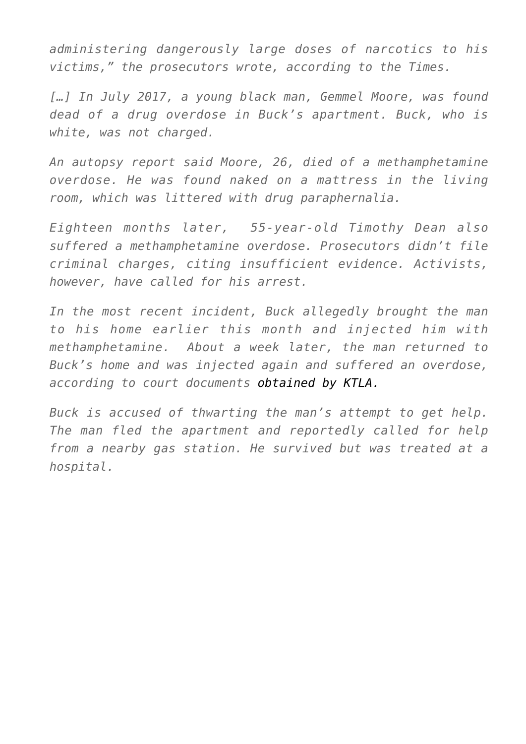*administering dangerously large doses of narcotics to his victims," the prosecutors wrote, according to the Times.*

*[…] In July 2017, a young black man, Gemmel Moore, was found dead of a drug overdose in Buck's apartment. Buck, who is white, was not charged.*

*An autopsy report said Moore, 26, died of a methamphetamine overdose. He was found naked on a mattress in the living room, which was littered with drug paraphernalia.*

*Eighteen months later, 55-year-old Timothy Dean also suffered a methamphetamine overdose. Prosecutors didn't file criminal charges, citing insufficient evidence. Activists, however, have called for his arrest.*

*In the most recent incident, Buck allegedly brought the man to his home earlier this month and injected him with methamphetamine. About a week later, the man returned to Buck's home and was injected again and suffered an overdose, according to court documents* obtained by KTLA.

*Buck is accused of thwarting the man's attempt to get help. The man fled the apartment and reportedly called for help from a nearby gas station. He survived but was treated at a hospital.*